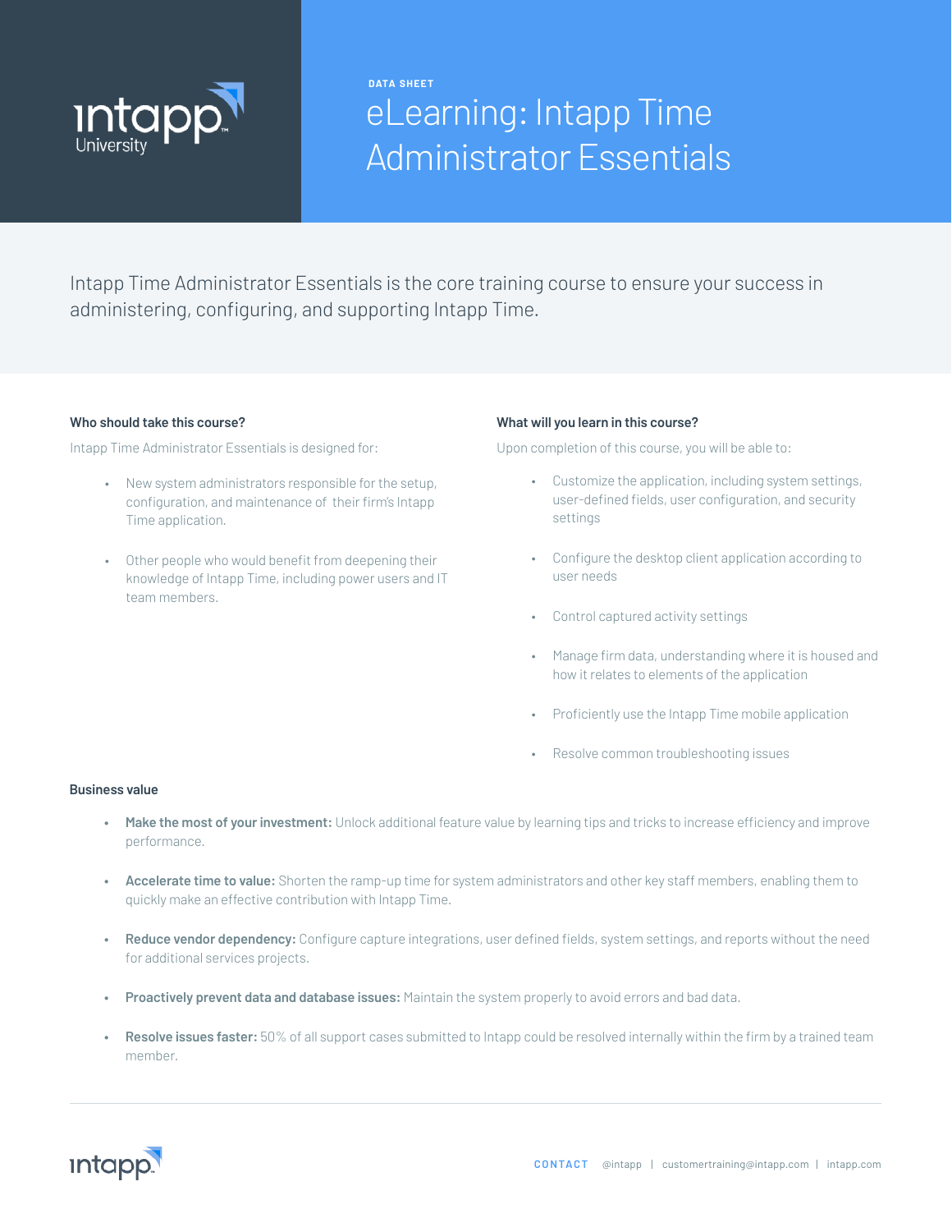DATA SHEET

# eLearning: Intapp Time Administrator Essentials

Intapp Time Administrator Essentials is the core training course to ensure your success in administering, configuring, and supporting Intapp Time.

### Who should take this course?

Intapp Time Administrator Essentials is designed for:

- New system administrators responsible for the setup, configuration, and maintenance of their firm's Intapp Time application.
- Other people who would benefit from deepening their knowledge of Intapp Time, including power users and IT team members.

### What will you learn in this course?

Upon completion of this course, you will be able to:

- Customize the application, including system settings, user-defined fields, user configuration, and security settings
- Configure the desktop client application according to user needs
- Control captured activity settings
- Manage firm data, understanding where it is housed and how it relates to elements of the application
- Proficiently use the Intapp Time mobile application
- Resolve common troubleshooting issues

### Business value

- **Make the most of your investment:** Unlock additional feature value by learning tips and tricks to increase efficiency and improve performance.
- **Accelerate time to value:** Shorten the ramp-up time for system administrators and other key staff members, enabling them to quickly make an effective contribution with Intapp Time.
- **Reduce vendor dependency:** Configure capture integrations, user defined fields, system settings, and reports without the need for additional services projects.
- **Proactively prevent data and database issues:** Maintain the system properly to avoid errors and bad data.
- **Resolve issues faster:** 50% of all support cases submitted to Intapp could be resolved internally within the firm by a trained team member.

CONTACT @intapp | customertraining@intapp.com | intapp.com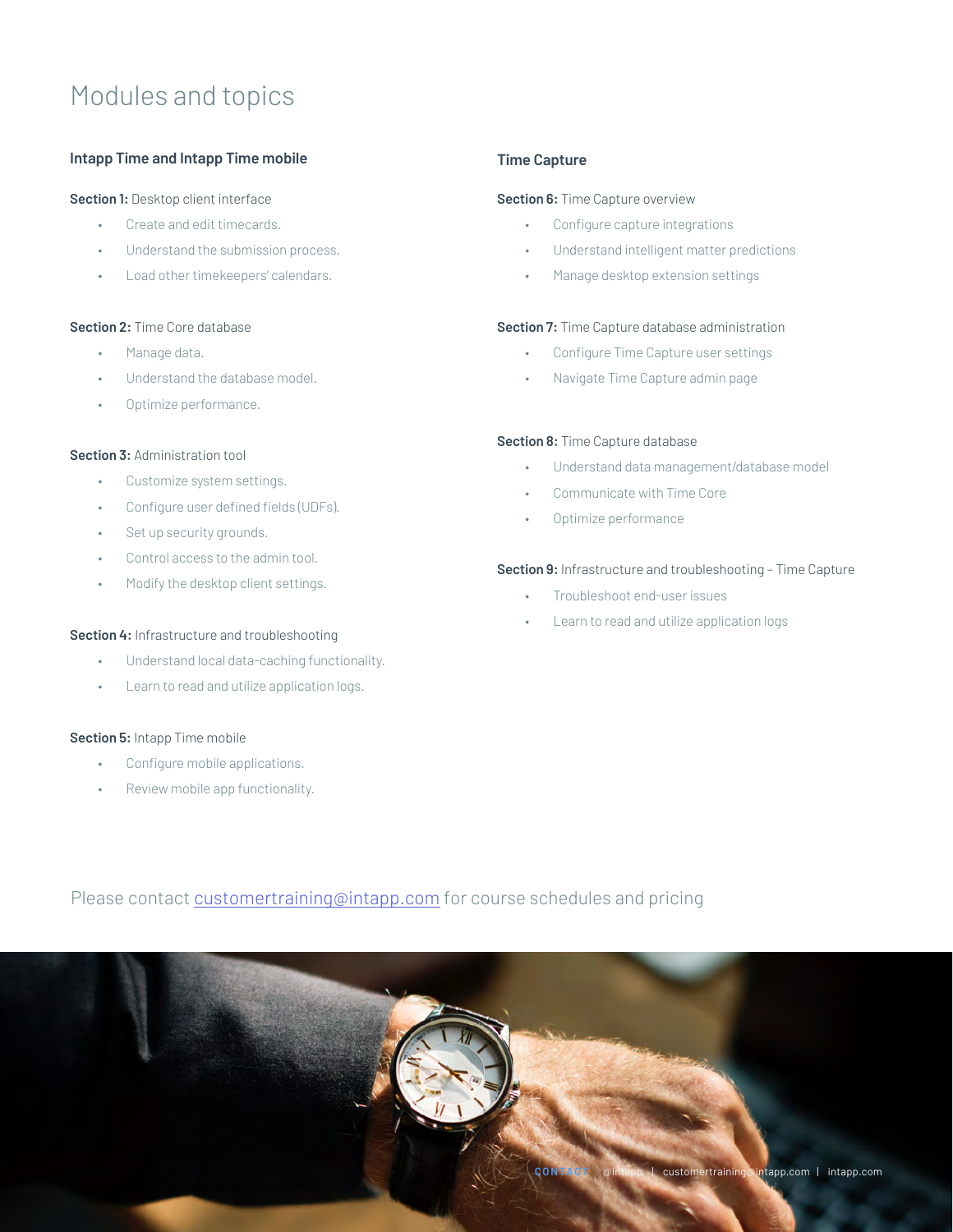# Modules and topics

## Intapp Time and Intapp Time mobile

**Section 1:** Desktop client interface

- Create and edit timecards.
- Understand the submission process.
- Load other timekeepers' calendars.

**Section 2:** Time Core database

- Manage data.
- Understand the database model.
- Optimize performance.

**Section 3:** Administration tool

- Customize system settings.
- Configure user defined fields (UDFs).
- Set up security grounds.
- Control access to the admin tool.
- Modify the desktop client settings.

**Section 4:** Infrastructure and troubleshooting

- Understand local data-caching functionality.
- Learn to read and utilize application logs.

**Section 5:** Intapp Time mobile

- Configure mobile applications.
- Review mobile app functionality.

## Time Capture

**Section 6:** Time Capture overview

- Configure capture integrations
- Understand intelligent matter predictions
- Manage desktop extension settings

**Section 7:** Time Capture database administration

- Configure Time Capture user settings
- Navigate Time Capture admin page

**Section 8:** Time Capture database

- Understand data management/database model
- Communicate with Time Core
- Optimize performance

**Section 9:** Infrastructure and troubleshooting – Time Capture

- Troubleshoot end-user issues
- Learn to read and utilize application logs

Please contact customertraining@intapp.com for course schedules and pricing

CONTACT @intapp | customertraining@intapp.com | intapp.com